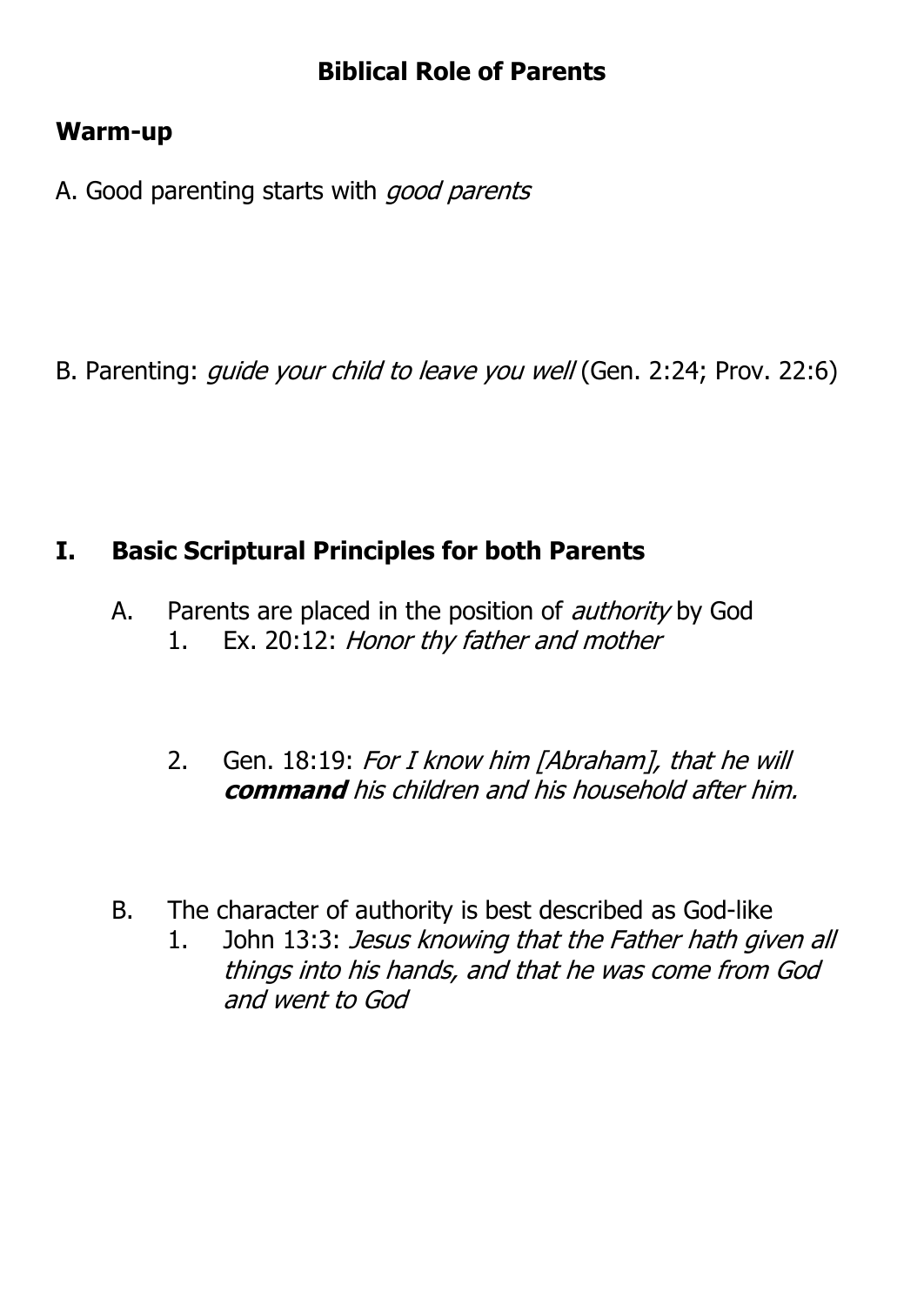# Biblical Role of Parents

## Warm-up

A. Good parenting starts with *good parents*

B. Parenting: *guide your child to leave you well* (Gen. 2:24; Prov. 22:6)

## I. Basic Scriptural Principles for both Parents

A. Parents are placed in the position of *authority* by God

1. Ex. 20:12: *Honor thy father and mother*

2. Gen. 18:19: *For I know him [Abraham], that he will* ***command*** *his children and his household after him.*

B. The character of authority is best described as God-like

1. John 13:3: *Jesus knowing that the Father hath given all things into his hands, and that he was come from God and went to God*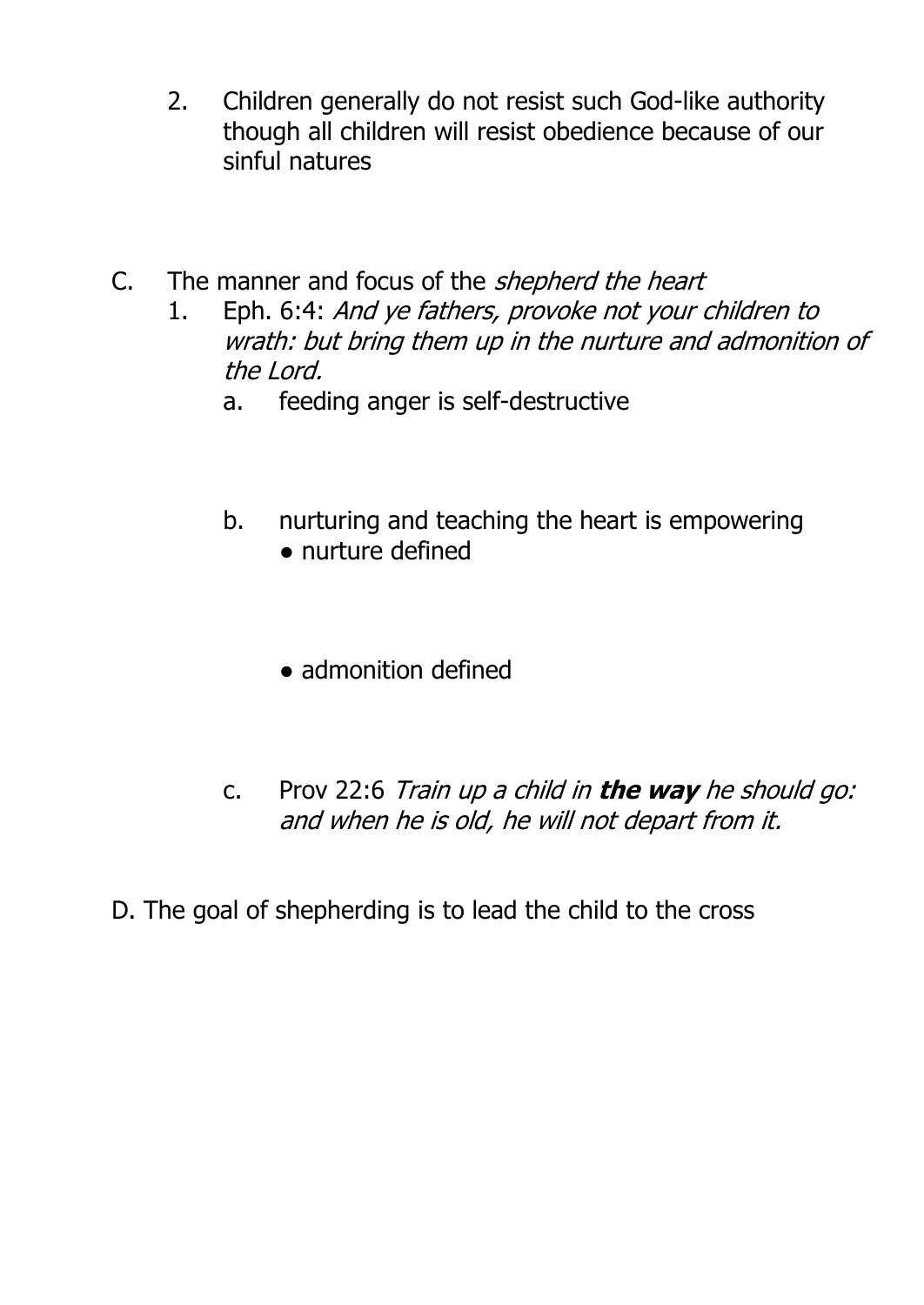2. Children generally do not resist such God-like authority though all children will resist obedience because of our sinful natures

C. The manner and focus of the *shepherd the heart*

1. Eph. 6:4: *And ye fathers, provoke not your children to wrath: but bring them up in the nurture and admonition of the Lord.*

    a. feeding anger is self-destructive

    b. nurturing and teaching the heart is empowering

    - nurture defined

    - admonition defined

    c. Prov 22:6 *Train up a child in **the way** he should go: and when he is old, he will not depart from it.*

D. The goal of shepherding is to lead the child to the cross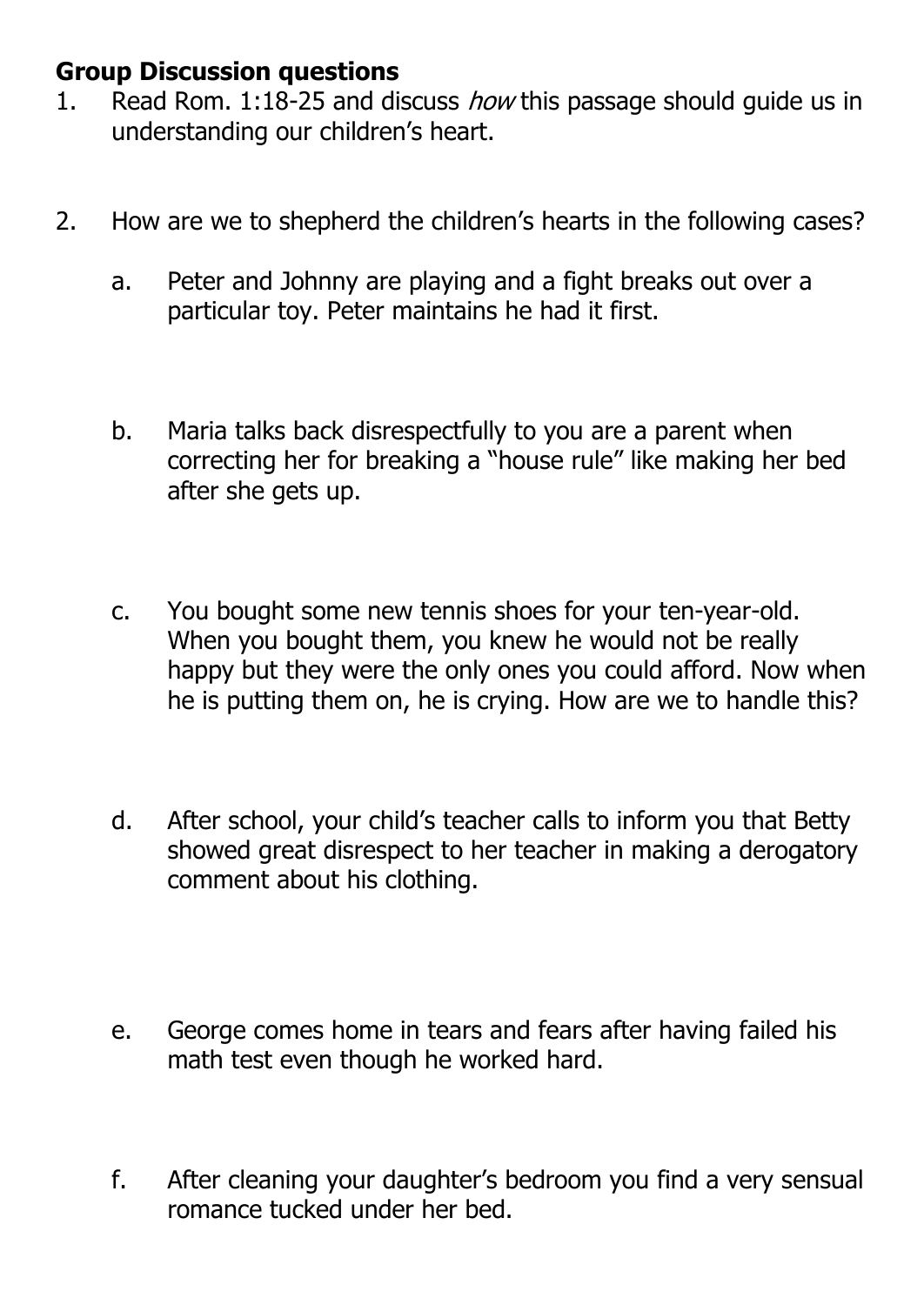**Group Discussion questions**

1. Read Rom. 1:18-25 and discuss *how* this passage should guide us in understanding our children's heart.

2. How are we to shepherd the children's hearts in the following cases?

   a. Peter and Johnny are playing and a fight breaks out over a particular toy. Peter maintains he had it first.

   b. Maria talks back disrespectfully to you are a parent when correcting her for breaking a "house rule" like making her bed after she gets up.

   c. You bought some new tennis shoes for your ten-year-old. When you bought them, you knew he would not be really happy but they were the only ones you could afford. Now when he is putting them on, he is crying. How are we to handle this?

   d. After school, your child's teacher calls to inform you that Betty showed great disrespect to her teacher in making a derogatory comment about his clothing.

   e. George comes home in tears and fears after having failed his math test even though he worked hard.

   f. After cleaning your daughter's bedroom you find a very sensual romance tucked under her bed.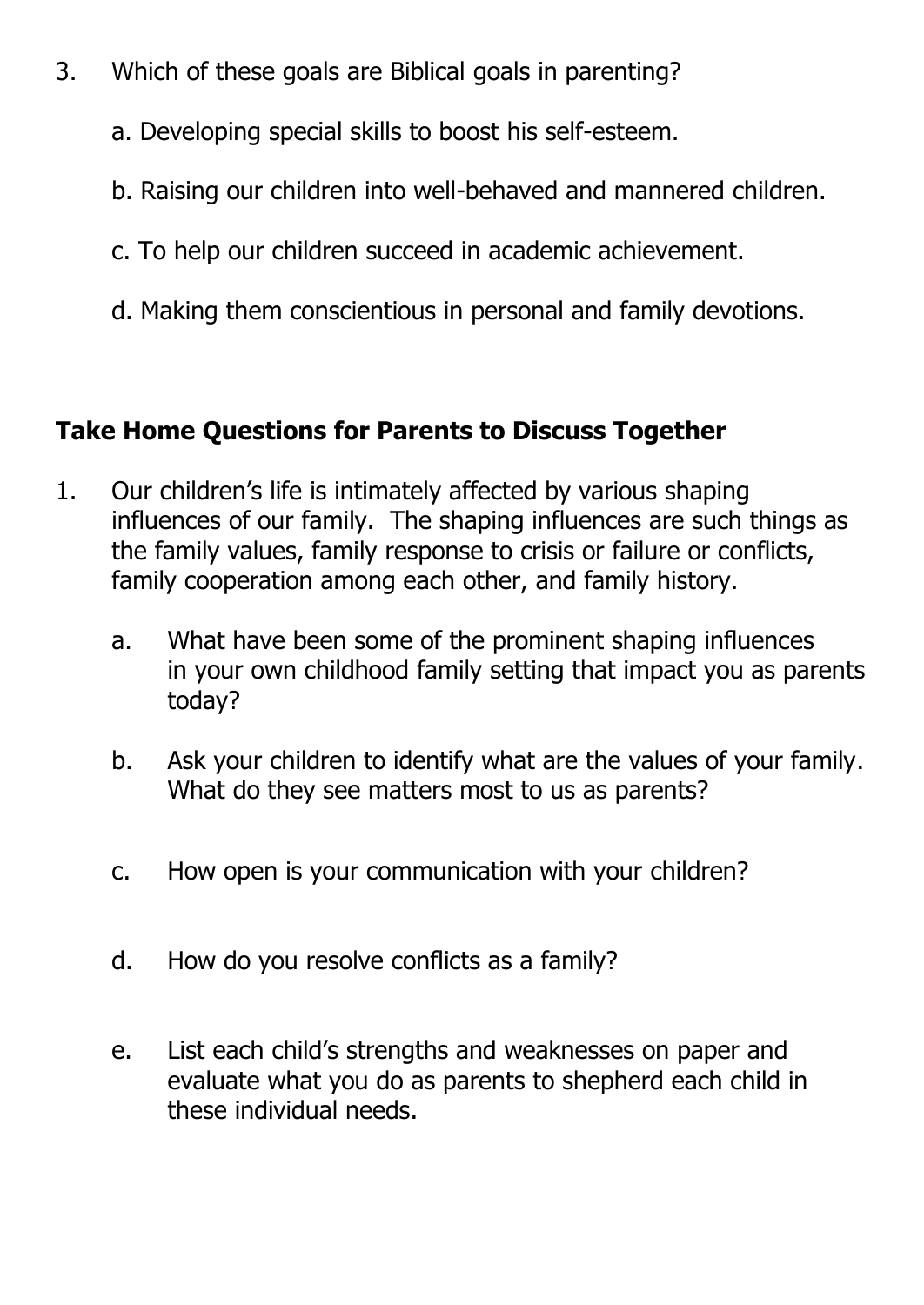3. Which of these goals are Biblical goals in parenting?

   a. Developing special skills to boost his self-esteem.

   b. Raising our children into well-behaved and mannered children.

   c. To help our children succeed in academic achievement.

   d. Making them conscientious in personal and family devotions.

## Take Home Questions for Parents to Discuss Together

1. Our children's life is intimately affected by various shaping influences of our family. The shaping influences are such things as the family values, family response to crisis or failure or conflicts, family cooperation among each other, and family history.

   a. What have been some of the prominent shaping influences in your own childhood family setting that impact you as parents today?

   b. Ask your children to identify what are the values of your family. What do they see matters most to us as parents?

   c. How open is your communication with your children?

   d. How do you resolve conflicts as a family?

   e. List each child's strengths and weaknesses on paper and evaluate what you do as parents to shepherd each child in these individual needs.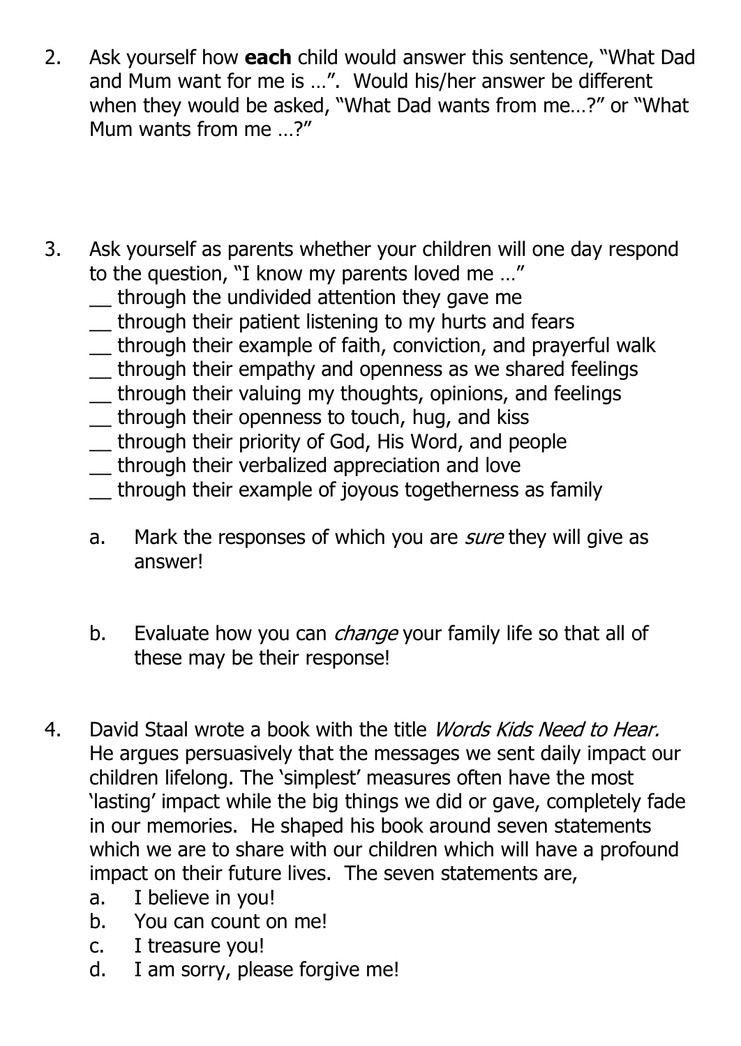2. Ask yourself how **each** child would answer this sentence, "What Dad and Mum want for me is …". Would his/her answer be different when they would be asked, "What Dad wants from me…?" or "What Mum wants from me …?"

3. Ask yourself as parents whether your children will one day respond to the question, "I know my parents loved me …"
   __ through the undivided attention they gave me
   __ through their patient listening to my hurts and fears
   __ through their example of faith, conviction, and prayerful walk
   __ through their empathy and openness as we shared feelings
   __ through their valuing my thoughts, opinions, and feelings
   __ through their openness to touch, hug, and kiss
   __ through their priority of God, His Word, and people
   __ through their verbalized appreciation and love
   __ through their example of joyous togetherness as family

   a. Mark the responses of which you are *sure* they will give as answer!

   b. Evaluate how you can *change* your family life so that all of these may be their response!

4. David Staal wrote a book with the title *Words Kids Need to Hear.* He argues persuasively that the messages we sent daily impact our children lifelong. The 'simplest' measures often have the most 'lasting' impact while the big things we did or gave, completely fade in our memories. He shaped his book around seven statements which we are to share with our children which will have a profound impact on their future lives. The seven statements are,
   a. I believe in you!
   b. You can count on me!
   c. I treasure you!
   d. I am sorry, please forgive me!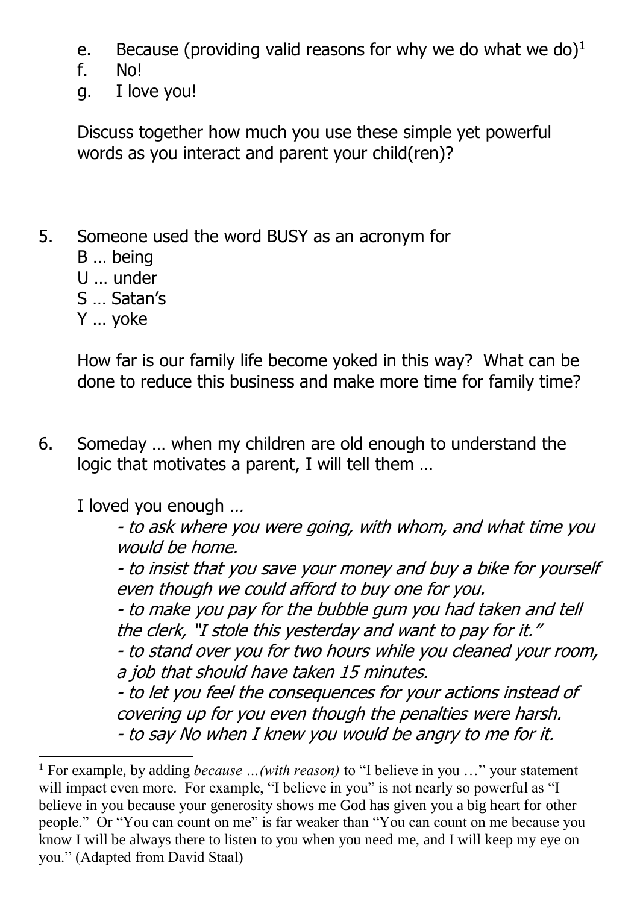e. Because (providing valid reasons for why we do what we do)[1]
f. No!
g. I love you!

Discuss together how much you use these simple yet powerful words as you interact and parent your child(ren)?

5. Someone used the word BUSY as an acronym for
   B … being
   U … under
   S … Satan's
   Y … yoke

   How far is our family life become yoked in this way? What can be done to reduce this business and make more time for family time?

6. Someday … when my children are old enough to understand the logic that motivates a parent, I will tell them …

   I loved you enough *…*

   *- to ask where you were going, with whom, and what time you would be home.*
   *- to insist that you save your money and buy a bike for yourself even though we could afford to buy one for you.*
   *- to make you pay for the bubble gum you had taken and tell the clerk, "I stole this yesterday and want to pay for it."*
   *- to stand over you for two hours while you cleaned your room, a job that should have taken 15 minutes.*
   *- to let you feel the consequences for your actions instead of covering up for you even though the penalties were harsh.*
   *- to say No when I knew you would be angry to me for it.*

---

[1] For example, by adding *because …(with reason)* to "I believe in you …" your statement will impact even more. For example, "I believe in you" is not nearly so powerful as "I believe in you because your generosity shows me God has given you a big heart for other people." Or "You can count on me" is far weaker than "You can count on me because you know I will be always there to listen to you when you need me, and I will keep my eye on you." (Adapted from David Staal)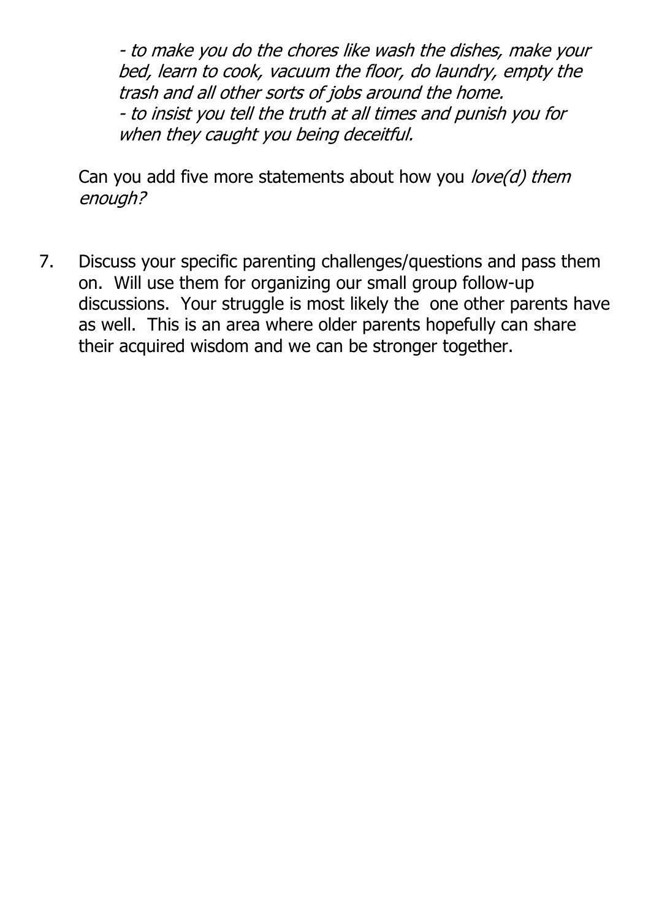*- to make you do the chores like wash the dishes, make your bed, learn to cook, vacuum the floor, do laundry, empty the trash and all other sorts of jobs around the home.*
*- to insist you tell the truth at all times and punish you for when they caught you being deceitful.*

Can you add five more statements about how you *love(d) them enough?*

7. Discuss your specific parenting challenges/questions and pass them on. Will use them for organizing our small group follow-up discussions. Your struggle is most likely the one other parents have as well. This is an area where older parents hopefully can share their acquired wisdom and we can be stronger together.